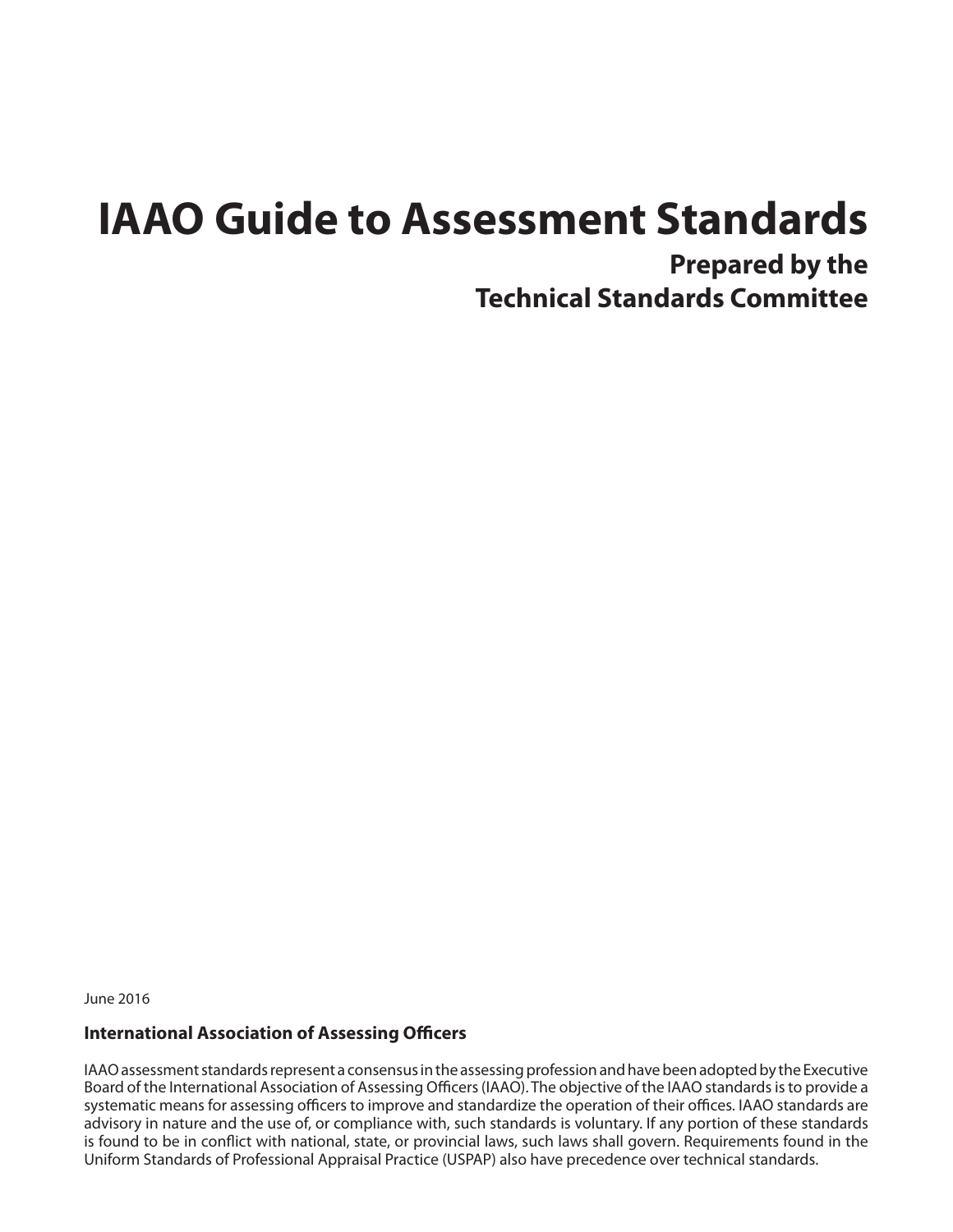# IAAO Guide to Assessment Standards

## Prepared by the Technical Standards Committee

June 2016

**International Association of Assessing Officers**

IAAO assessment standards represent a consensus in the assessing profession and have been adopted by the Executive Board of the International Association of Assessing Officers (IAAO). The objective of the IAAO standards is to provide a systematic means for assessing officers to improve and standardize the operation of their offices. IAAO standards are advisory in nature and the use of, or compliance with, such standards is voluntary. If any portion of these standards is found to be in conflict with national, state, or provincial laws, such laws shall govern. Requirements found in the Uniform Standards of Professional Appraisal Practice (USPAP) also have precedence over technical standards.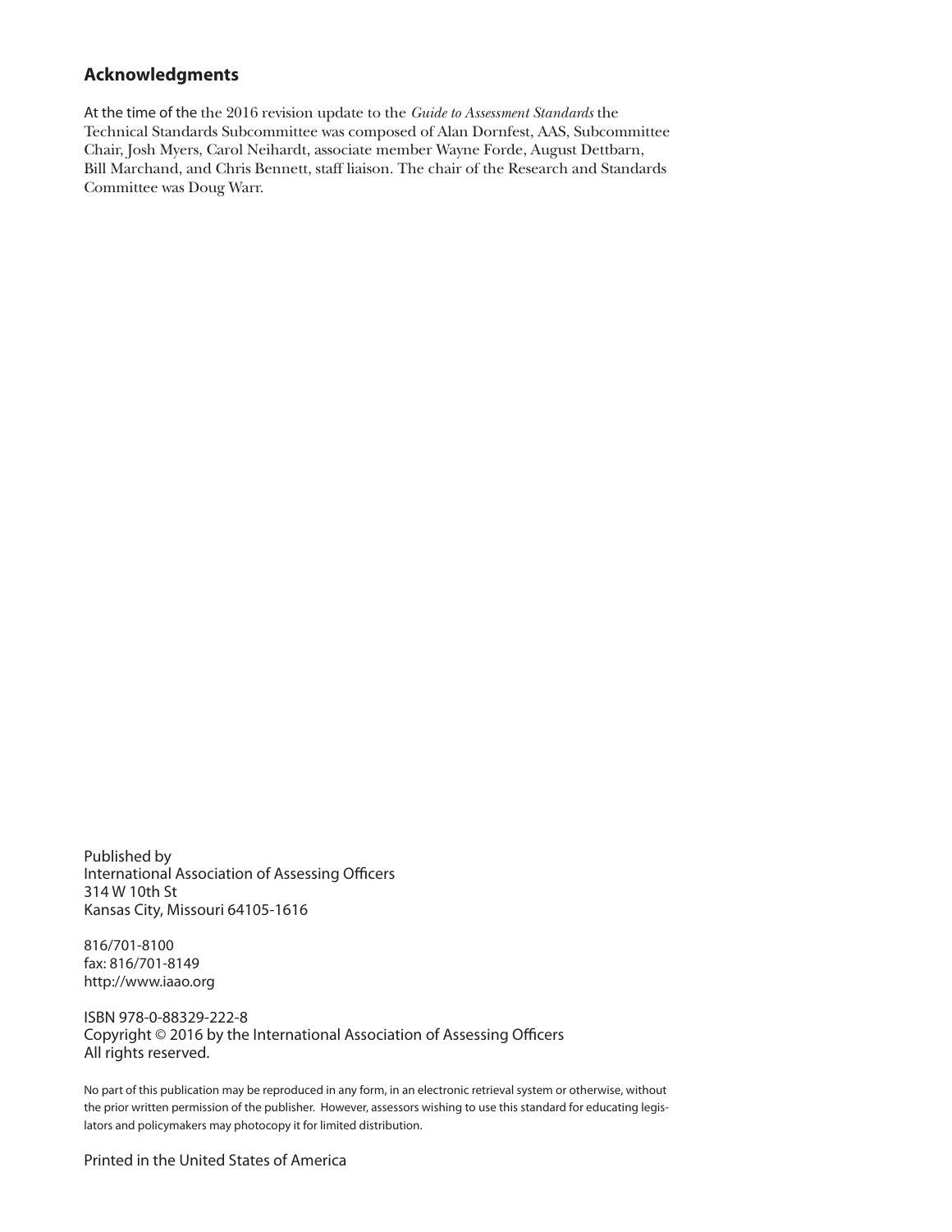## Acknowledgments

At the time of the the 2016 revision update to the *Guide to Assessment Standards* the Technical Standards Subcommittee was composed of Alan Dornfest, AAS, Subcommittee Chair, Josh Myers, Carol Neihardt, associate member Wayne Forde, August Dettbarn, Bill Marchand, and Chris Bennett, staff liaison. The chair of the Research and Standards Committee was Doug Warr.

Published by
International Association of Assessing Officers
314 W 10th St
Kansas City, Missouri 64105-1616

816/701-8100
fax: 816/701-8149
http://www.iaao.org

ISBN 978-0-88329-222-8
Copyright © 2016 by the International Association of Assessing Officers
All rights reserved.

No part of this publication may be reproduced in any form, in an electronic retrieval system or otherwise, without the prior written permission of the publisher. However, assessors wishing to use this standard for educating legislators and policymakers may photocopy it for limited distribution.

Printed in the United States of America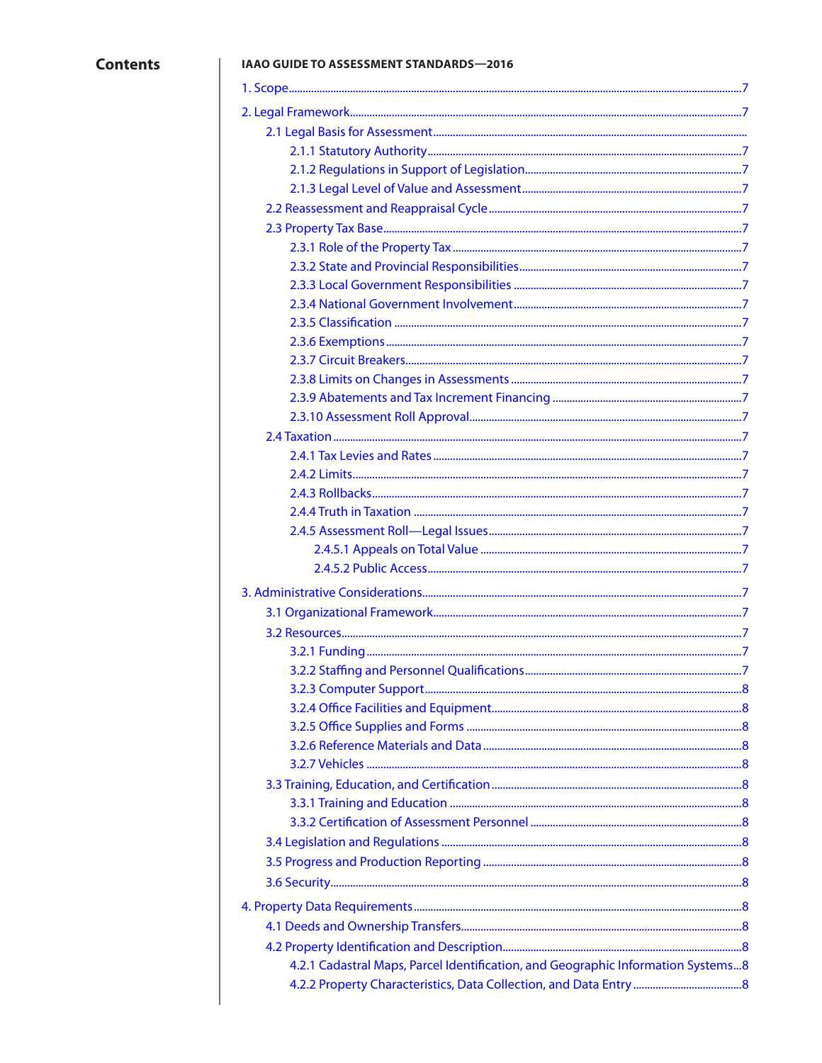# Contents

**IAAO GUIDE TO ASSESSMENT STANDARDS—2016**

- 1. Scope ... 7
- 2. Legal Framework ... 7
  - 2.1 Legal Basis for Assessment
    - 2.1.1 Statutory Authority ... 7
    - 2.1.2 Regulations in Support of Legislation ... 7
    - 2.1.3 Legal Level of Value and Assessment ... 7
  - 2.2 Reassessment and Reappraisal Cycle ... 7
  - 2.3 Property Tax Base ... 7
    - 2.3.1 Role of the Property Tax ... 7
    - 2.3.2 State and Provincial Responsibilities ... 7
    - 2.3.3 Local Government Responsibilities ... 7
    - 2.3.4 National Government Involvement ... 7
    - 2.3.5 Classification ... 7
    - 2.3.6 Exemptions ... 7
    - 2.3.7 Circuit Breakers ... 7
    - 2.3.8 Limits on Changes in Assessments ... 7
    - 2.3.9 Abatements and Tax Increment Financing ... 7
    - 2.3.10 Assessment Roll Approval ... 7
  - 2.4 Taxation ... 7
    - 2.4.1 Tax Levies and Rates ... 7
    - 2.4.2 Limits ... 7
    - 2.4.3 Rollbacks ... 7
    - 2.4.4 Truth in Taxation ... 7
    - 2.4.5 Assessment Roll—Legal Issues ... 7
      - 2.4.5.1 Appeals on Total Value ... 7
      - 2.4.5.2 Public Access ... 7
- 3. Administrative Considerations ... 7
  - 3.1 Organizational Framework ... 7
  - 3.2 Resources ... 7
    - 3.2.1 Funding ... 7
    - 3.2.2 Staffing and Personnel Qualifications ... 7
    - 3.2.3 Computer Support ... 8
    - 3.2.4 Office Facilities and Equipment ... 8
    - 3.2.5 Office Supplies and Forms ... 8
    - 3.2.6 Reference Materials and Data ... 8
    - 3.2.7 Vehicles ... 8
  - 3.3 Training, Education, and Certification ... 8
    - 3.3.1 Training and Education ... 8
    - 3.3.2 Certification of Assessment Personnel ... 8
  - 3.4 Legislation and Regulations ... 8
  - 3.5 Progress and Production Reporting ... 8
  - 3.6 Security ... 8
- 4. Property Data Requirements ... 8
  - 4.1 Deeds and Ownership Transfers ... 8
  - 4.2 Property Identification and Description ... 8
    - 4.2.1 Cadastral Maps, Parcel Identification, and Geographic Information Systems ... 8
    - 4.2.2 Property Characteristics, Data Collection, and Data Entry ... 8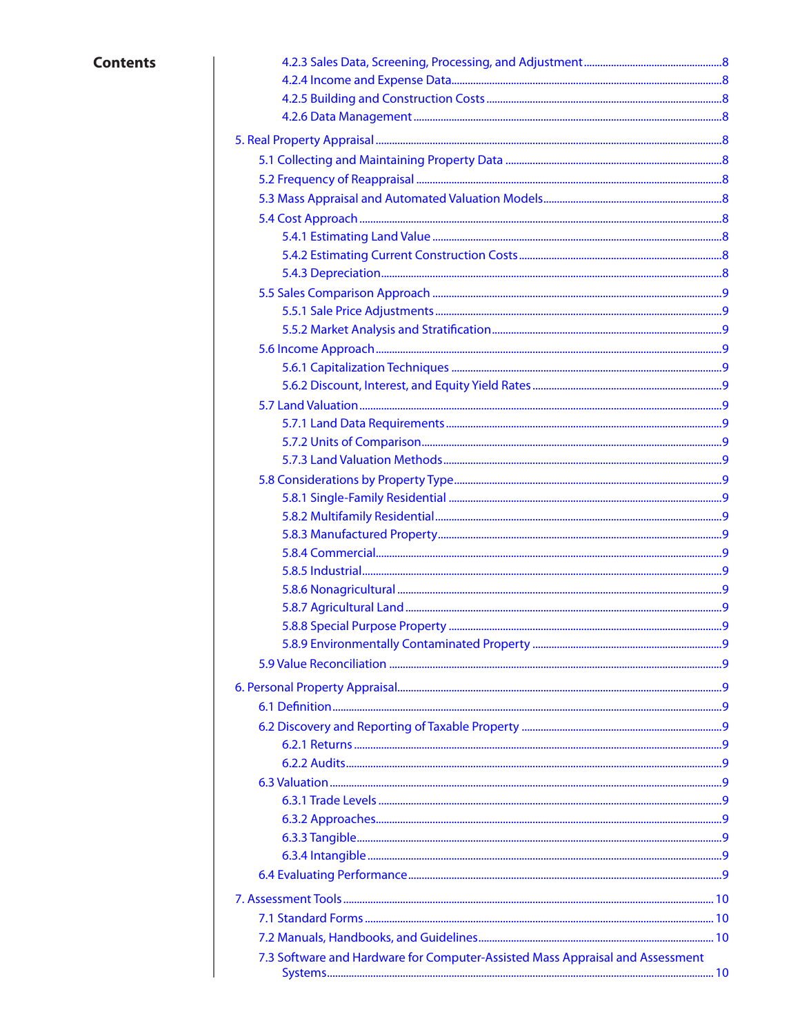**Contents**

- 4.2.3 Sales Data, Screening, Processing, and Adjustment ..... 8
- 4.2.4 Income and Expense Data ..... 8
- 4.2.5 Building and Construction Costs ..... 8
- 4.2.6 Data Management ..... 8

5. Real Property Appraisal ..... 8
   - 5.1 Collecting and Maintaining Property Data ..... 8
   - 5.2 Frequency of Reappraisal ..... 8
   - 5.3 Mass Appraisal and Automated Valuation Models ..... 8
   - 5.4 Cost Approach ..... 8
     - 5.4.1 Estimating Land Value ..... 8
     - 5.4.2 Estimating Current Construction Costs ..... 8
     - 5.4.3 Depreciation ..... 8
   - 5.5 Sales Comparison Approach ..... 9
     - 5.5.1 Sale Price Adjustments ..... 9
     - 5.5.2 Market Analysis and Stratification ..... 9
   - 5.6 Income Approach ..... 9
     - 5.6.1 Capitalization Techniques ..... 9
     - 5.6.2 Discount, Interest, and Equity Yield Rates ..... 9
   - 5.7 Land Valuation ..... 9
     - 5.7.1 Land Data Requirements ..... 9
     - 5.7.2 Units of Comparison ..... 9
     - 5.7.3 Land Valuation Methods ..... 9
   - 5.8 Considerations by Property Type ..... 9
     - 5.8.1 Single-Family Residential ..... 9
     - 5.8.2 Multifamily Residential ..... 9
     - 5.8.3 Manufactured Property ..... 9
     - 5.8.4 Commercial ..... 9
     - 5.8.5 Industrial ..... 9
     - 5.8.6 Nonagricultural ..... 9
     - 5.8.7 Agricultural Land ..... 9
     - 5.8.8 Special Purpose Property ..... 9
     - 5.8.9 Environmentally Contaminated Property ..... 9
   - 5.9 Value Reconciliation ..... 9

6. Personal Property Appraisal ..... 9
   - 6.1 Definition ..... 9
   - 6.2 Discovery and Reporting of Taxable Property ..... 9
     - 6.2.1 Returns ..... 9
     - 6.2.2 Audits ..... 9
   - 6.3 Valuation ..... 9
     - 6.3.1 Trade Levels ..... 9
     - 6.3.2 Approaches ..... 9
     - 6.3.3 Tangible ..... 9
     - 6.3.4 Intangible ..... 9
   - 6.4 Evaluating Performance ..... 9

7. Assessment Tools ..... 10
   - 7.1 Standard Forms ..... 10
   - 7.2 Manuals, Handbooks, and Guidelines ..... 10
   - 7.3 Software and Hardware for Computer-Assisted Mass Appraisal and Assessment Systems ..... 10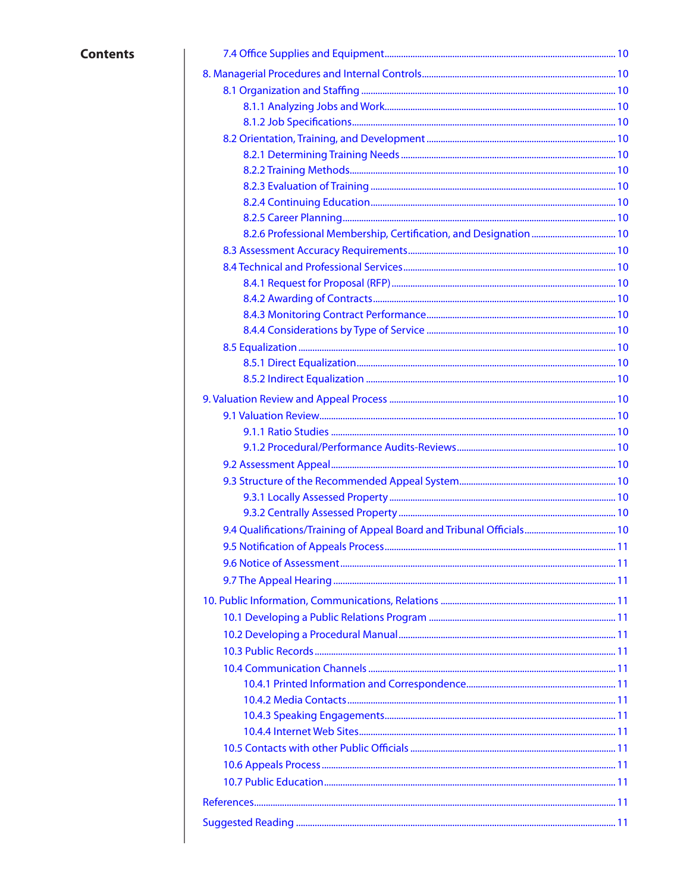**Contents**

- 7.4 Office Supplies and Equipment ..... 10
- 8. Managerial Procedures and Internal Controls ..... 10
  - 8.1 Organization and Staffing ..... 10
    - 8.1.1 Analyzing Jobs and Work ..... 10
    - 8.1.2 Job Specifications ..... 10
  - 8.2 Orientation, Training, and Development ..... 10
    - 8.2.1 Determining Training Needs ..... 10
    - 8.2.2 Training Methods ..... 10
    - 8.2.3 Evaluation of Training ..... 10
    - 8.2.4 Continuing Education ..... 10
    - 8.2.5 Career Planning ..... 10
    - 8.2.6 Professional Membership, Certification, and Designation ..... 10
  - 8.3 Assessment Accuracy Requirements ..... 10
  - 8.4 Technical and Professional Services ..... 10
    - 8.4.1 Request for Proposal (RFP) ..... 10
    - 8.4.2 Awarding of Contracts ..... 10
    - 8.4.3 Monitoring Contract Performance ..... 10
    - 8.4.4 Considerations by Type of Service ..... 10
  - 8.5 Equalization ..... 10
    - 8.5.1 Direct Equalization ..... 10
    - 8.5.2 Indirect Equalization ..... 10
- 9. Valuation Review and Appeal Process ..... 10
  - 9.1 Valuation Review ..... 10
    - 9.1.1 Ratio Studies ..... 10
    - 9.1.2 Procedural/Performance Audits-Reviews ..... 10
  - 9.2 Assessment Appeal ..... 10
  - 9.3 Structure of the Recommended Appeal System ..... 10
    - 9.3.1 Locally Assessed Property ..... 10
    - 9.3.2 Centrally Assessed Property ..... 10
  - 9.4 Qualifications/Training of Appeal Board and Tribunal Officials ..... 10
  - 9.5 Notification of Appeals Process ..... 11
  - 9.6 Notice of Assessment ..... 11
  - 9.7 The Appeal Hearing ..... 11
- 10. Public Information, Communications, Relations ..... 11
  - 10.1 Developing a Public Relations Program ..... 11
  - 10.2 Developing a Procedural Manual ..... 11
  - 10.3 Public Records ..... 11
  - 10.4 Communication Channels ..... 11
    - 10.4.1 Printed Information and Correspondence ..... 11
    - 10.4.2 Media Contacts ..... 11
    - 10.4.3 Speaking Engagements ..... 11
    - 10.4.4 Internet Web Sites ..... 11
  - 10.5 Contacts with other Public Officials ..... 11
  - 10.6 Appeals Process ..... 11
  - 10.7 Public Education ..... 11
- References ..... 11
- Suggested Reading ..... 11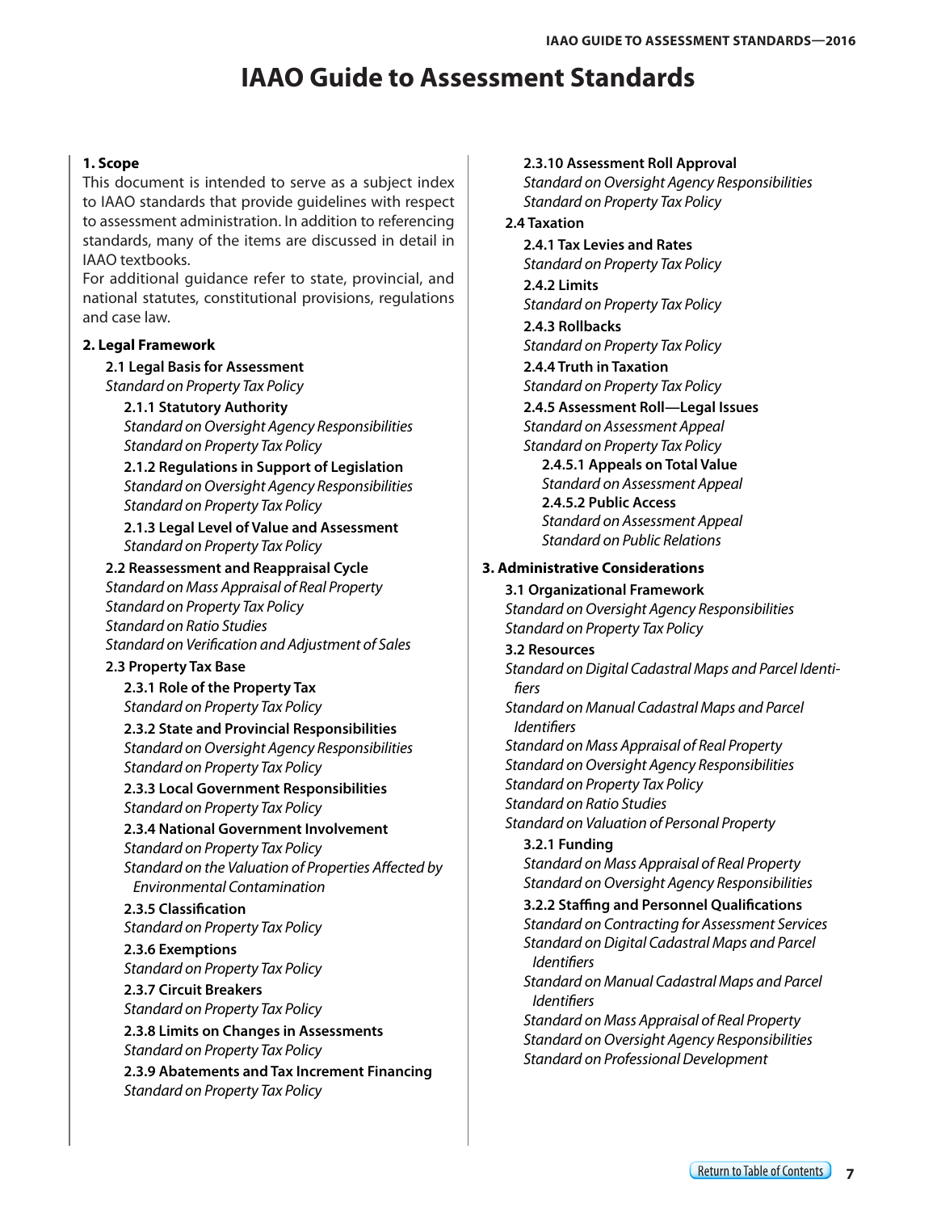# IAAO Guide to Assessment Standards

## 1. Scope

This document is intended to serve as a subject index to IAAO standards that provide guidelines with respect to assessment administration. In addition to referencing standards, many of the items are discussed in detail in IAAO textbooks.

For additional guidance refer to state, provincial, and national statutes, constitutional provisions, regulations and case law.

## 2. Legal Framework

### 2.1 Legal Basis for Assessment

*Standard on Property Tax Policy*

#### 2.1.1 Statutory Authority

*Standard on Oversight Agency Responsibilities*
*Standard on Property Tax Policy*

#### 2.1.2 Regulations in Support of Legislation

*Standard on Oversight Agency Responsibilities*
*Standard on Property Tax Policy*

#### 2.1.3 Legal Level of Value and Assessment

*Standard on Property Tax Policy*

### 2.2 Reassessment and Reappraisal Cycle

*Standard on Mass Appraisal of Real Property*
*Standard on Property Tax Policy*
*Standard on Ratio Studies*
*Standard on Verification and Adjustment of Sales*

### 2.3 Property Tax Base

#### 2.3.1 Role of the Property Tax

*Standard on Property Tax Policy*

#### 2.3.2 State and Provincial Responsibilities

*Standard on Oversight Agency Responsibilities*
*Standard on Property Tax Policy*

#### 2.3.3 Local Government Responsibilities

*Standard on Property Tax Policy*

#### 2.3.4 National Government Involvement

*Standard on Property Tax Policy*
*Standard on the Valuation of Properties Affected by Environmental Contamination*

#### 2.3.5 Classification

*Standard on Property Tax Policy*

#### 2.3.6 Exemptions

*Standard on Property Tax Policy*

#### 2.3.7 Circuit Breakers

*Standard on Property Tax Policy*

#### 2.3.8 Limits on Changes in Assessments

*Standard on Property Tax Policy*

#### 2.3.9 Abatements and Tax Increment Financing

*Standard on Property Tax Policy*

#### 2.3.10 Assessment Roll Approval

*Standard on Oversight Agency Responsibilities*
*Standard on Property Tax Policy*

### 2.4 Taxation

#### 2.4.1 Tax Levies and Rates

*Standard on Property Tax Policy*

#### 2.4.2 Limits

*Standard on Property Tax Policy*

#### 2.4.3 Rollbacks

*Standard on Property Tax Policy*

#### 2.4.4 Truth in Taxation

*Standard on Property Tax Policy*

#### 2.4.5 Assessment Roll—Legal Issues

*Standard on Assessment Appeal*
*Standard on Property Tax Policy*

##### 2.4.5.1 Appeals on Total Value

*Standard on Assessment Appeal*

##### 2.4.5.2 Public Access

*Standard on Assessment Appeal*
*Standard on Public Relations*

## 3. Administrative Considerations

### 3.1 Organizational Framework

*Standard on Oversight Agency Responsibilities*
*Standard on Property Tax Policy*

### 3.2 Resources

*Standard on Digital Cadastral Maps and Parcel Identifiers*
*Standard on Manual Cadastral Maps and Parcel Identifiers*
*Standard on Mass Appraisal of Real Property*
*Standard on Oversight Agency Responsibilities*
*Standard on Property Tax Policy*
*Standard on Ratio Studies*
*Standard on Valuation of Personal Property*

#### 3.2.1 Funding

*Standard on Mass Appraisal of Real Property*
*Standard on Oversight Agency Responsibilities*

#### 3.2.2 Staffing and Personnel Qualifications

*Standard on Contracting for Assessment Services*
*Standard on Digital Cadastral Maps and Parcel Identifiers*
*Standard on Manual Cadastral Maps and Parcel Identifiers*
*Standard on Mass Appraisal of Real Property*
*Standard on Oversight Agency Responsibilities*
*Standard on Professional Development*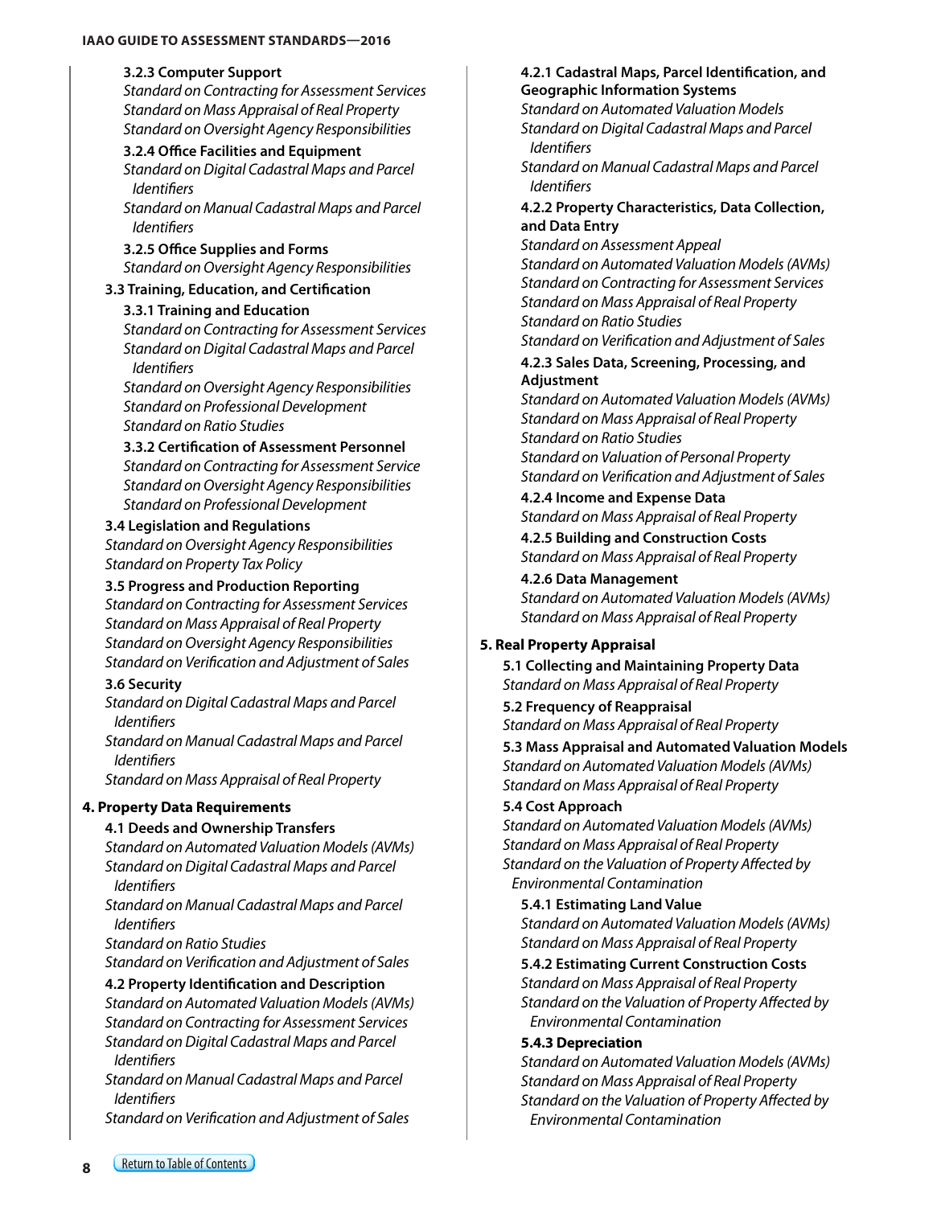#### 3.2.3 Computer Support

*Standard on Contracting for Assessment Services*
*Standard on Mass Appraisal of Real Property*
*Standard on Oversight Agency Responsibilities*

#### 3.2.4 Office Facilities and Equipment

*Standard on Digital Cadastral Maps and Parcel Identifiers*
*Standard on Manual Cadastral Maps and Parcel Identifiers*

#### 3.2.5 Office Supplies and Forms

*Standard on Oversight Agency Responsibilities*

### 3.3 Training, Education, and Certification

#### 3.3.1 Training and Education

*Standard on Contracting for Assessment Services*
*Standard on Digital Cadastral Maps and Parcel Identifiers*
*Standard on Oversight Agency Responsibilities*
*Standard on Professional Development*
*Standard on Ratio Studies*

#### 3.3.2 Certification of Assessment Personnel

*Standard on Contracting for Assessment Service*
*Standard on Oversight Agency Responsibilities*
*Standard on Professional Development*

### 3.4 Legislation and Regulations

*Standard on Oversight Agency Responsibilities*
*Standard on Property Tax Policy*

### 3.5 Progress and Production Reporting

*Standard on Contracting for Assessment Services*
*Standard on Mass Appraisal of Real Property*
*Standard on Oversight Agency Responsibilities*
*Standard on Verification and Adjustment of Sales*

### 3.6 Security

*Standard on Digital Cadastral Maps and Parcel Identifiers*
*Standard on Manual Cadastral Maps and Parcel Identifiers*
*Standard on Mass Appraisal of Real Property*

## 4. Property Data Requirements

### 4.1 Deeds and Ownership Transfers

*Standard on Automated Valuation Models (AVMs)*
*Standard on Digital Cadastral Maps and Parcel Identifiers*
*Standard on Manual Cadastral Maps and Parcel Identifiers*
*Standard on Ratio Studies*
*Standard on Verification and Adjustment of Sales*

### 4.2 Property Identification and Description

*Standard on Automated Valuation Models (AVMs)*
*Standard on Contracting for Assessment Services*
*Standard on Digital Cadastral Maps and Parcel Identifiers*
*Standard on Manual Cadastral Maps and Parcel Identifiers*
*Standard on Verification and Adjustment of Sales*

#### 4.2.1 Cadastral Maps, Parcel Identification, and Geographic Information Systems

*Standard on Automated Valuation Models*
*Standard on Digital Cadastral Maps and Parcel Identifiers*
*Standard on Manual Cadastral Maps and Parcel Identifiers*

#### 4.2.2 Property Characteristics, Data Collection, and Data Entry

*Standard on Assessment Appeal*
*Standard on Automated Valuation Models (AVMs)*
*Standard on Contracting for Assessment Services*
*Standard on Mass Appraisal of Real Property*
*Standard on Ratio Studies*
*Standard on Verification and Adjustment of Sales*

#### 4.2.3 Sales Data, Screening, Processing, and Adjustment

*Standard on Automated Valuation Models (AVMs)*
*Standard on Mass Appraisal of Real Property*
*Standard on Ratio Studies*
*Standard on Valuation of Personal Property*
*Standard on Verification and Adjustment of Sales*

#### 4.2.4 Income and Expense Data

*Standard on Mass Appraisal of Real Property*

#### 4.2.5 Building and Construction Costs

*Standard on Mass Appraisal of Real Property*

#### 4.2.6 Data Management

*Standard on Automated Valuation Models (AVMs)*
*Standard on Mass Appraisal of Real Property*

## 5. Real Property Appraisal

### 5.1 Collecting and Maintaining Property Data

*Standard on Mass Appraisal of Real Property*

### 5.2 Frequency of Reappraisal

*Standard on Mass Appraisal of Real Property*

### 5.3 Mass Appraisal and Automated Valuation Models

*Standard on Automated Valuation Models (AVMs)*
*Standard on Mass Appraisal of Real Property*

### 5.4 Cost Approach

*Standard on Automated Valuation Models (AVMs)*
*Standard on Mass Appraisal of Real Property*
*Standard on the Valuation of Property Affected by Environmental Contamination*

#### 5.4.1 Estimating Land Value

*Standard on Automated Valuation Models (AVMs)*
*Standard on Mass Appraisal of Real Property*

#### 5.4.2 Estimating Current Construction Costs

*Standard on Mass Appraisal of Real Property*
*Standard on the Valuation of Property Affected by Environmental Contamination*

#### 5.4.3 Depreciation

*Standard on Automated Valuation Models (AVMs)*
*Standard on Mass Appraisal of Real Property*
*Standard on the Valuation of Property Affected by Environmental Contamination*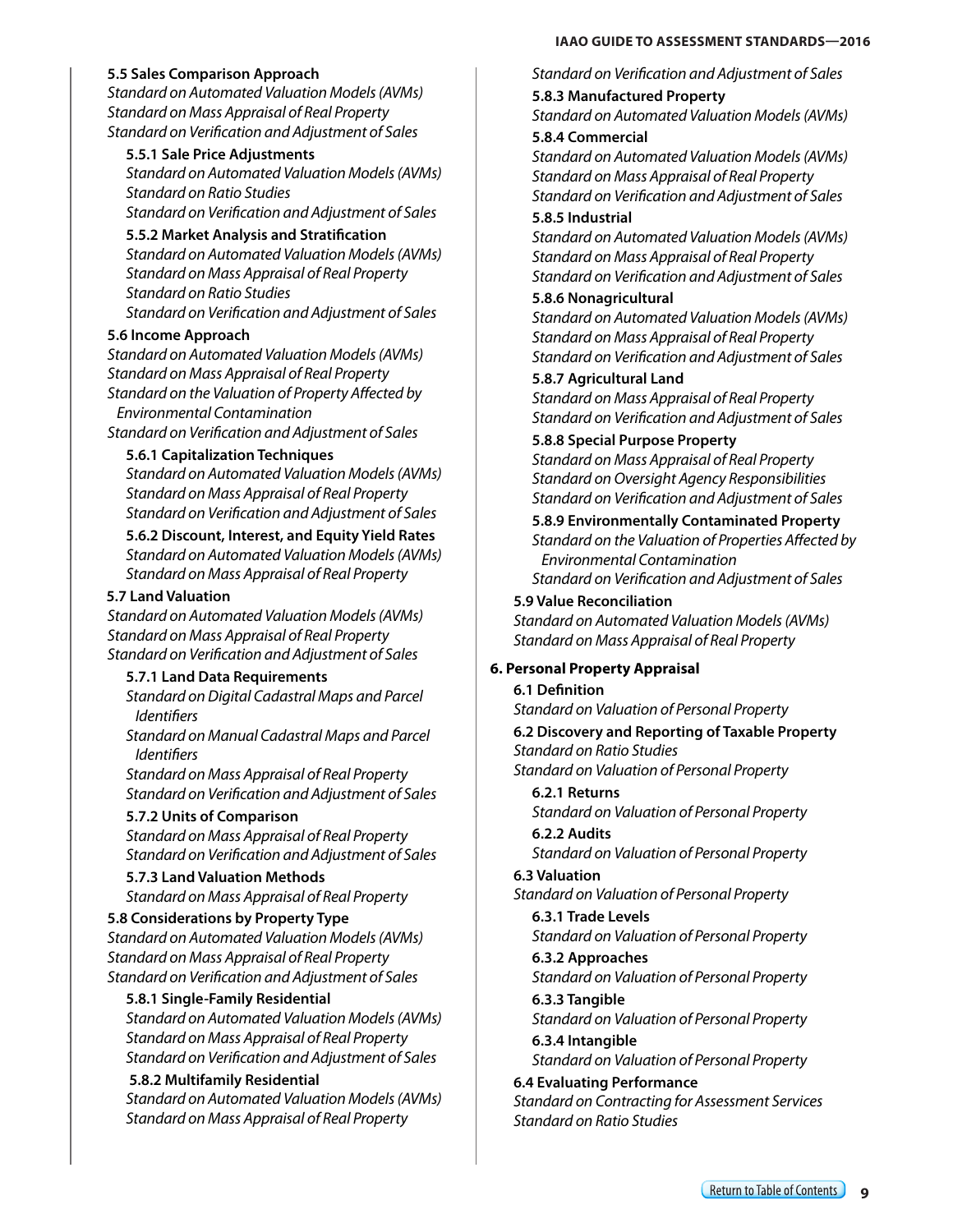**5.5 Sales Comparison Approach**
*Standard on Automated Valuation Models (AVMs)*
*Standard on Mass Appraisal of Real Property*
*Standard on Verification and Adjustment of Sales*

**5.5.1 Sale Price Adjustments**
*Standard on Automated Valuation Models (AVMs)*
*Standard on Ratio Studies*
*Standard on Verification and Adjustment of Sales*

**5.5.2 Market Analysis and Stratification**
*Standard on Automated Valuation Models (AVMs)*
*Standard on Mass Appraisal of Real Property*
*Standard on Ratio Studies*
*Standard on Verification and Adjustment of Sales*

**5.6 Income Approach**
*Standard on Automated Valuation Models (AVMs)*
*Standard on Mass Appraisal of Real Property*
*Standard on the Valuation of Property Affected by Environmental Contamination*
*Standard on Verification and Adjustment of Sales*

**5.6.1 Capitalization Techniques**
*Standard on Automated Valuation Models (AVMs)*
*Standard on Mass Appraisal of Real Property*
*Standard on Verification and Adjustment of Sales*

**5.6.2 Discount, Interest, and Equity Yield Rates**
*Standard on Automated Valuation Models (AVMs)*
*Standard on Mass Appraisal of Real Property*

**5.7 Land Valuation**
*Standard on Automated Valuation Models (AVMs)*
*Standard on Mass Appraisal of Real Property*
*Standard on Verification and Adjustment of Sales*

**5.7.1 Land Data Requirements**
*Standard on Digital Cadastral Maps and Parcel Identifiers*
*Standard on Manual Cadastral Maps and Parcel Identifiers*
*Standard on Mass Appraisal of Real Property*
*Standard on Verification and Adjustment of Sales*

**5.7.2 Units of Comparison**
*Standard on Mass Appraisal of Real Property*
*Standard on Verification and Adjustment of Sales*

**5.7.3 Land Valuation Methods**
*Standard on Mass Appraisal of Real Property*

**5.8 Considerations by Property Type**
*Standard on Automated Valuation Models (AVMs)*
*Standard on Mass Appraisal of Real Property*
*Standard on Verification and Adjustment of Sales*

**5.8.1 Single-Family Residential**
*Standard on Automated Valuation Models (AVMs)*
*Standard on Mass Appraisal of Real Property*
*Standard on Verification and Adjustment of Sales*

**5.8.2 Multifamily Residential**
*Standard on Automated Valuation Models (AVMs)*
*Standard on Mass Appraisal of Real Property*
*Standard on Verification and Adjustment of Sales*

**5.8.3 Manufactured Property**
*Standard on Automated Valuation Models (AVMs)*

**5.8.4 Commercial**
*Standard on Automated Valuation Models (AVMs)*
*Standard on Mass Appraisal of Real Property*
*Standard on Verification and Adjustment of Sales*

**5.8.5 Industrial**
*Standard on Automated Valuation Models (AVMs)*
*Standard on Mass Appraisal of Real Property*
*Standard on Verification and Adjustment of Sales*

**5.8.6 Nonagricultural**
*Standard on Automated Valuation Models (AVMs)*
*Standard on Mass Appraisal of Real Property*
*Standard on Verification and Adjustment of Sales*

**5.8.7 Agricultural Land**
*Standard on Mass Appraisal of Real Property*
*Standard on Verification and Adjustment of Sales*

**5.8.8 Special Purpose Property**
*Standard on Mass Appraisal of Real Property*
*Standard on Oversight Agency Responsibilities*
*Standard on Verification and Adjustment of Sales*

**5.8.9 Environmentally Contaminated Property**
*Standard on the Valuation of Properties Affected by Environmental Contamination*
*Standard on Verification and Adjustment of Sales*

**5.9 Value Reconciliation**
*Standard on Automated Valuation Models (AVMs)*
*Standard on Mass Appraisal of Real Property*

**6. Personal Property Appraisal**

**6.1 Definition**
*Standard on Valuation of Personal Property*

**6.2 Discovery and Reporting of Taxable Property**
*Standard on Ratio Studies*
*Standard on Valuation of Personal Property*

**6.2.1 Returns**
*Standard on Valuation of Personal Property*

**6.2.2 Audits**
*Standard on Valuation of Personal Property*

**6.3 Valuation**
*Standard on Valuation of Personal Property*

**6.3.1 Trade Levels**
*Standard on Valuation of Personal Property*

**6.3.2 Approaches**
*Standard on Valuation of Personal Property*

**6.3.3 Tangible**
*Standard on Valuation of Personal Property*

**6.3.4 Intangible**
*Standard on Valuation of Personal Property*

**6.4 Evaluating Performance**
*Standard on Contracting for Assessment Services*
*Standard on Ratio Studies*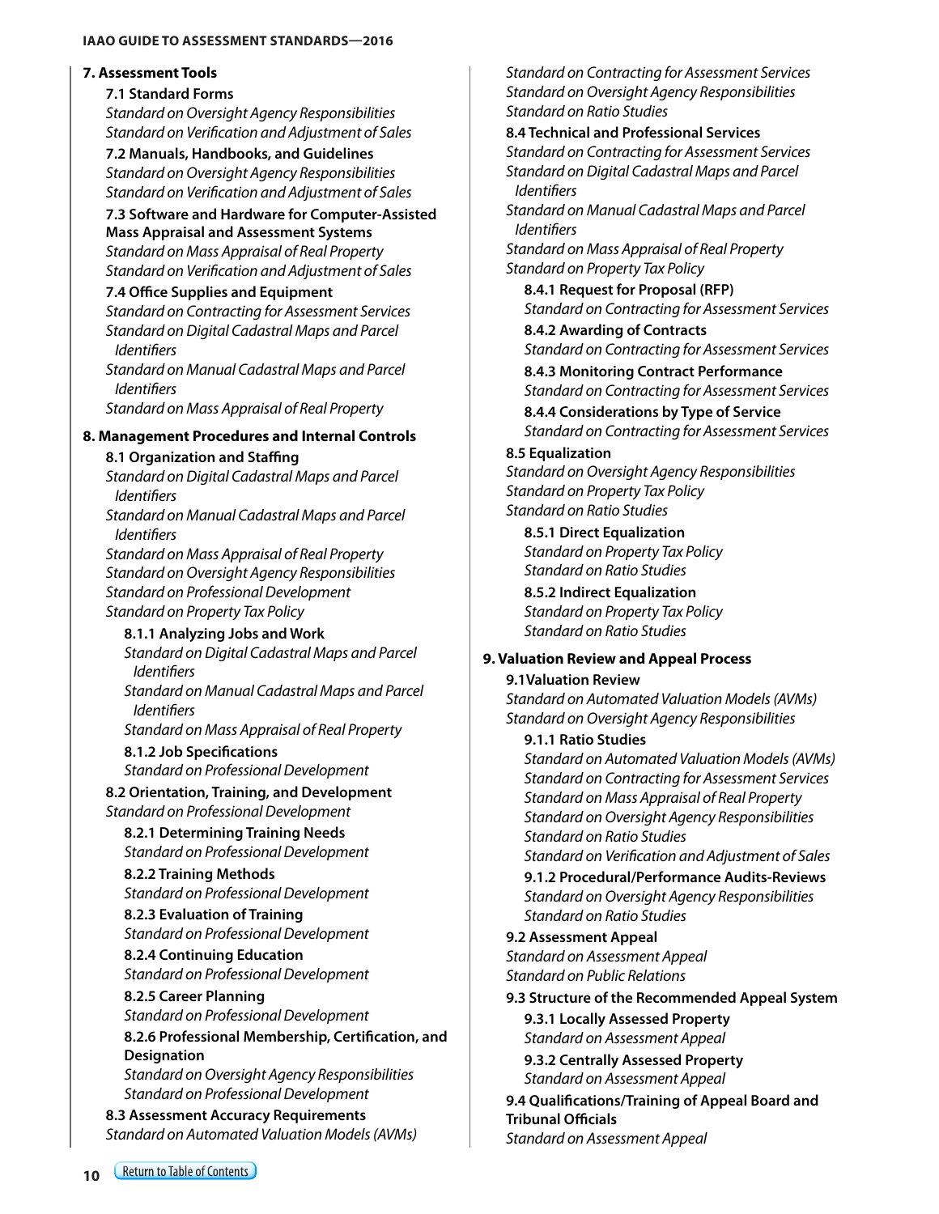**7. Assessment Tools**

**7.1 Standard Forms**

*Standard on Oversight Agency Responsibilities*
*Standard on Verification and Adjustment of Sales*

**7.2 Manuals, Handbooks, and Guidelines**

*Standard on Oversight Agency Responsibilities*
*Standard on Verification and Adjustment of Sales*

**7.3 Software and Hardware for Computer-Assisted Mass Appraisal and Assessment Systems**

*Standard on Mass Appraisal of Real Property*
*Standard on Verification and Adjustment of Sales*

**7.4 Office Supplies and Equipment**

*Standard on Contracting for Assessment Services*
*Standard on Digital Cadastral Maps and Parcel Identifiers*
*Standard on Manual Cadastral Maps and Parcel Identifiers*
*Standard on Mass Appraisal of Real Property*

**8. Management Procedures and Internal Controls**

**8.1 Organization and Staffing**

*Standard on Digital Cadastral Maps and Parcel Identifiers*
*Standard on Manual Cadastral Maps and Parcel Identifiers*
*Standard on Mass Appraisal of Real Property*
*Standard on Oversight Agency Responsibilities*
*Standard on Professional Development*
*Standard on Property Tax Policy*

**8.1.1 Analyzing Jobs and Work**

*Standard on Digital Cadastral Maps and Parcel Identifiers*
*Standard on Manual Cadastral Maps and Parcel Identifiers*
*Standard on Mass Appraisal of Real Property*

**8.1.2 Job Specifications**

*Standard on Professional Development*

**8.2 Orientation, Training, and Development**

*Standard on Professional Development*

**8.2.1 Determining Training Needs**

*Standard on Professional Development*

**8.2.2 Training Methods**

*Standard on Professional Development*

**8.2.3 Evaluation of Training**

*Standard on Professional Development*

**8.2.4 Continuing Education**

*Standard on Professional Development*

**8.2.5 Career Planning**

*Standard on Professional Development*

**8.2.6 Professional Membership, Certification, and Designation**

*Standard on Oversight Agency Responsibilities*
*Standard on Professional Development*

**8.3 Assessment Accuracy Requirements**

*Standard on Automated Valuation Models (AVMs)*
*Standard on Contracting for Assessment Services*
*Standard on Oversight Agency Responsibilities*
*Standard on Ratio Studies*

**8.4 Technical and Professional Services**

*Standard on Contracting for Assessment Services*
*Standard on Digital Cadastral Maps and Parcel Identifiers*
*Standard on Manual Cadastral Maps and Parcel Identifiers*
*Standard on Mass Appraisal of Real Property*
*Standard on Property Tax Policy*

**8.4.1 Request for Proposal (RFP)**

*Standard on Contracting for Assessment Services*

**8.4.2 Awarding of Contracts**

*Standard on Contracting for Assessment Services*

**8.4.3 Monitoring Contract Performance**

*Standard on Contracting for Assessment Services*

**8.4.4 Considerations by Type of Service**

*Standard on Contracting for Assessment Services*

**8.5 Equalization**

*Standard on Oversight Agency Responsibilities*
*Standard on Property Tax Policy*
*Standard on Ratio Studies*

**8.5.1 Direct Equalization**

*Standard on Property Tax Policy*
*Standard on Ratio Studies*

**8.5.2 Indirect Equalization**

*Standard on Property Tax Policy*
*Standard on Ratio Studies*

**9. Valuation Review and Appeal Process**

**9.1Valuation Review**

*Standard on Automated Valuation Models (AVMs)*
*Standard on Oversight Agency Responsibilities*

**9.1.1 Ratio Studies**

*Standard on Automated Valuation Models (AVMs)*
*Standard on Contracting for Assessment Services*
*Standard on Mass Appraisal of Real Property*
*Standard on Oversight Agency Responsibilities*
*Standard on Ratio Studies*
*Standard on Verification and Adjustment of Sales*

**9.1.2 Procedural/Performance Audits-Reviews**

*Standard on Oversight Agency Responsibilities*
*Standard on Ratio Studies*

**9.2 Assessment Appeal**

*Standard on Assessment Appeal*
*Standard on Public Relations*

**9.3 Structure of the Recommended Appeal System**

**9.3.1 Locally Assessed Property**

*Standard on Assessment Appeal*

**9.3.2 Centrally Assessed Property**

*Standard on Assessment Appeal*

**9.4 Qualifications/Training of Appeal Board and Tribunal Officials**

*Standard on Assessment Appeal*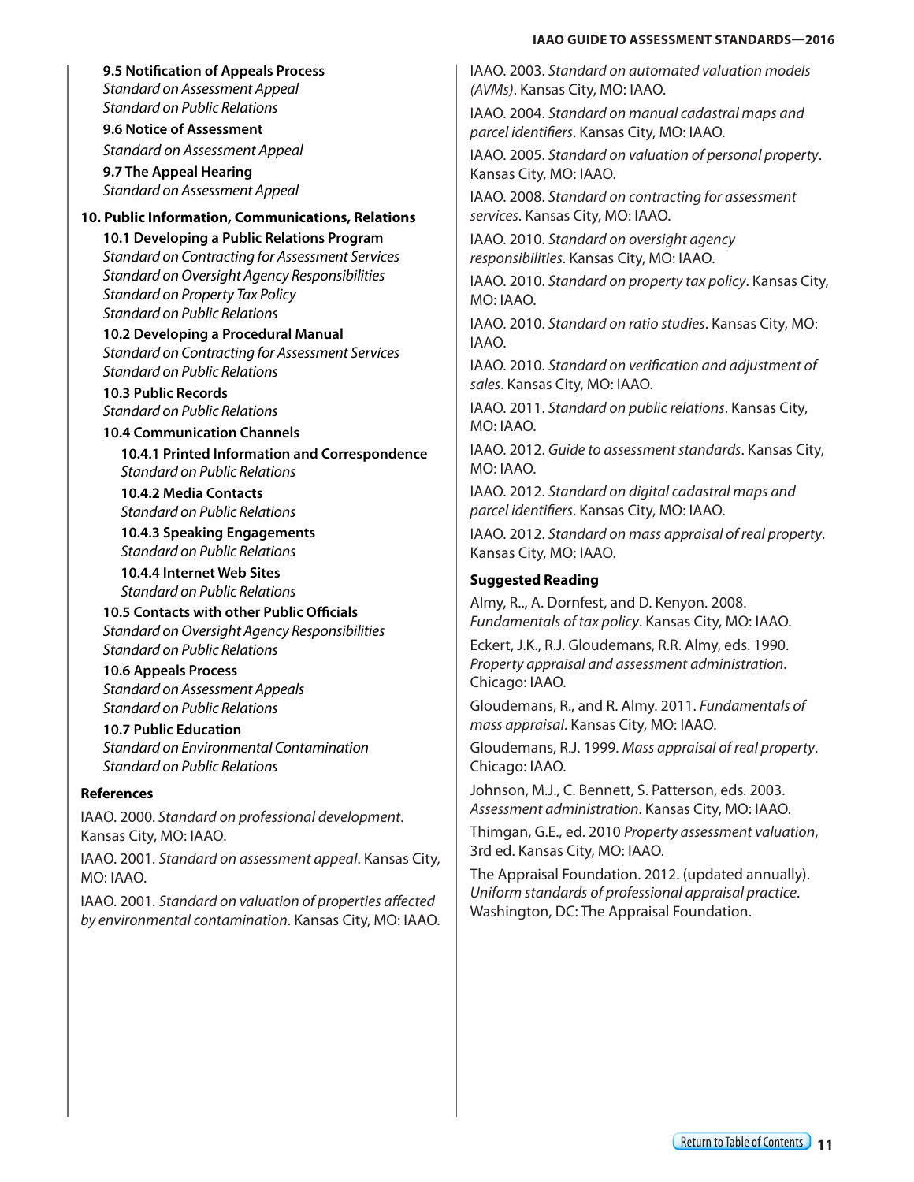**9.5 Notification of Appeals Process**
*Standard on Assessment Appeal*
*Standard on Public Relations*

**9.6 Notice of Assessment**
*Standard on Assessment Appeal*

**9.7 The Appeal Hearing**
*Standard on Assessment Appeal*

**10. Public Information, Communications, Relations**

**10.1 Developing a Public Relations Program**
*Standard on Contracting for Assessment Services*
*Standard on Oversight Agency Responsibilities*
*Standard on Property Tax Policy*
*Standard on Public Relations*

**10.2 Developing a Procedural Manual**
*Standard on Contracting for Assessment Services*
*Standard on Public Relations*

**10.3 Public Records**
*Standard on Public Relations*

**10.4 Communication Channels**

**10.4.1 Printed Information and Correspondence**
*Standard on Public Relations*

**10.4.2 Media Contacts**
*Standard on Public Relations*

**10.4.3 Speaking Engagements**
*Standard on Public Relations*

**10.4.4 Internet Web Sites**
*Standard on Public Relations*

**10.5 Contacts with other Public Officials**
*Standard on Oversight Agency Responsibilities*
*Standard on Public Relations*

**10.6 Appeals Process**
*Standard on Assessment Appeals*
*Standard on Public Relations*

**10.7 Public Education**
*Standard on Environmental Contamination*
*Standard on Public Relations*

**References**

IAAO. 2000. *Standard on professional development*. Kansas City, MO: IAAO.

IAAO. 2001. *Standard on assessment appeal*. Kansas City, MO: IAAO.

IAAO. 2001. *Standard on valuation of properties affected by environmental contamination*. Kansas City, MO: IAAO.

IAAO. 2003. *Standard on automated valuation models (AVMs)*. Kansas City, MO: IAAO.

IAAO. 2004. *Standard on manual cadastral maps and parcel identifiers*. Kansas City, MO: IAAO.

IAAO. 2005. *Standard on valuation of personal property*. Kansas City, MO: IAAO.

IAAO. 2008. *Standard on contracting for assessment services*. Kansas City, MO: IAAO.

IAAO. 2010. *Standard on oversight agency responsibilities*. Kansas City, MO: IAAO.

IAAO. 2010. *Standard on property tax policy*. Kansas City, MO: IAAO.

IAAO. 2010. *Standard on ratio studies*. Kansas City, MO: IAAO.

IAAO. 2010. *Standard on verification and adjustment of sales*. Kansas City, MO: IAAO.

IAAO. 2011. *Standard on public relations*. Kansas City, MO: IAAO.

IAAO. 2012. *Guide to assessment standards*. Kansas City, MO: IAAO.

IAAO. 2012. *Standard on digital cadastral maps and parcel identifiers*. Kansas City, MO: IAAO.

IAAO. 2012. *Standard on mass appraisal of real property*. Kansas City, MO: IAAO.

**Suggested Reading**

Almy, R.., A. Dornfest, and D. Kenyon. 2008. *Fundamentals of tax policy*. Kansas City, MO: IAAO.

Eckert, J.K., R.J. Gloudemans, R.R. Almy, eds. 1990. *Property appraisal and assessment administration*. Chicago: IAAO.

Gloudemans, R., and R. Almy. 2011. *Fundamentals of mass appraisal*. Kansas City, MO: IAAO.

Gloudemans, R.J. 1999. *Mass appraisal of real property*. Chicago: IAAO.

Johnson, M.J., C. Bennett, S. Patterson, eds. 2003. *Assessment administration*. Kansas City, MO: IAAO.

Thimgan, G.E., ed. 2010 *Property assessment valuation*, 3rd ed. Kansas City, MO: IAAO.

The Appraisal Foundation. 2012. (updated annually). *Uniform standards of professional appraisal practice*. Washington, DC: The Appraisal Foundation.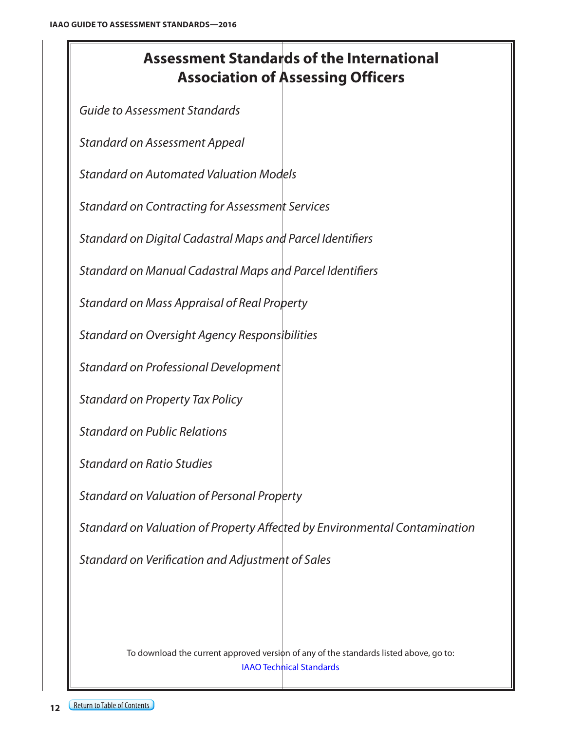# Assessment Standards of the International Association of Assessing Officers

*Guide to Assessment Standards*

*Standard on Assessment Appeal*

*Standard on Automated Valuation Models*

*Standard on Contracting for Assessment Services*

*Standard on Digital Cadastral Maps and Parcel Identifiers*

*Standard on Manual Cadastral Maps and Parcel Identifiers*

*Standard on Mass Appraisal of Real Property*

*Standard on Oversight Agency Responsibilities*

*Standard on Professional Development*

*Standard on Property Tax Policy*

*Standard on Public Relations*

*Standard on Ratio Studies*

*Standard on Valuation of Personal Property*

*Standard on Valuation of Property Affected by Environmental Contamination*

*Standard on Verification and Adjustment of Sales*

To download the current approved version of any of the standards listed above, go to:
IAAO Technical Standards